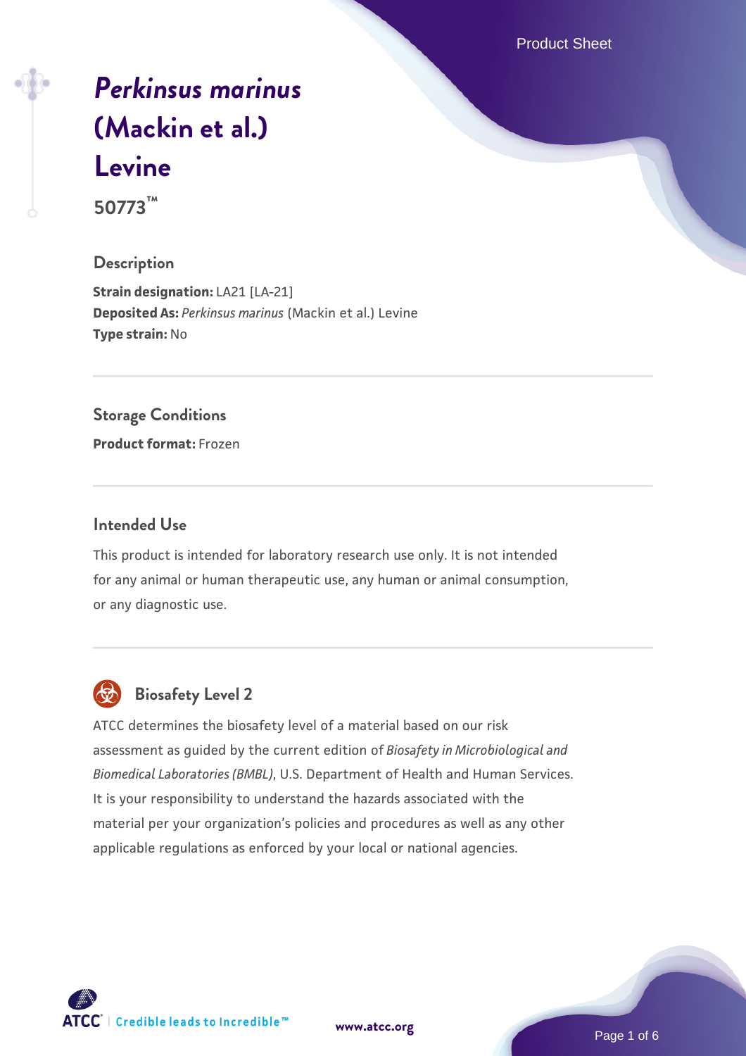# *Perkinsus marinus* (Mackin et al.) Levine

**50773™**

## Description

**Strain designation:** LA21 [LA-21]
**Deposited As:** *Perkinsus marinus* (Mackin et al.) Levine
**Type strain:** No

## Storage Conditions

**Product format:** Frozen

## Intended Use

This product is intended for laboratory research use only. It is not intended for any animal or human therapeutic use, any human or animal consumption, or any diagnostic use.

## Biosafety Level 2

ATCC determines the biosafety level of a material based on our risk assessment as guided by the current edition of *Biosafety in Microbiological and Biomedical Laboratories (BMBL)*, U.S. Department of Health and Human Services. It is your responsibility to understand the hazards associated with the material per your organization's policies and procedures as well as any other applicable regulations as enforced by your local or national agencies.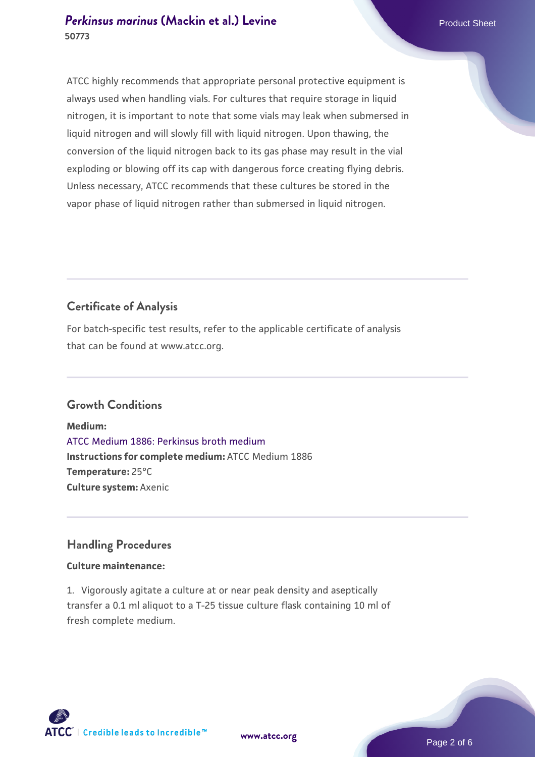ATCC highly recommends that appropriate personal protective equipment is always used when handling vials. For cultures that require storage in liquid nitrogen, it is important to note that some vials may leak when submersed in liquid nitrogen and will slowly fill with liquid nitrogen. Upon thawing, the conversion of the liquid nitrogen back to its gas phase may result in the vial exploding or blowing off its cap with dangerous force creating flying debris. Unless necessary, ATCC recommends that these cultures be stored in the vapor phase of liquid nitrogen rather than submersed in liquid nitrogen.

## Certificate of Analysis

For batch-specific test results, refer to the applicable certificate of analysis that can be found at www.atcc.org.

## Growth Conditions

**Medium:**
ATCC Medium 1886: Perkinsus broth medium
**Instructions for complete medium:** ATCC Medium 1886
**Temperature:** 25°C
**Culture system:** Axenic

## Handling Procedures

**Culture maintenance:**

1. Vigorously agitate a culture at or near peak density and aseptically transfer a 0.1 ml aliquot to a T-25 tissue culture flask containing 10 ml of fresh complete medium.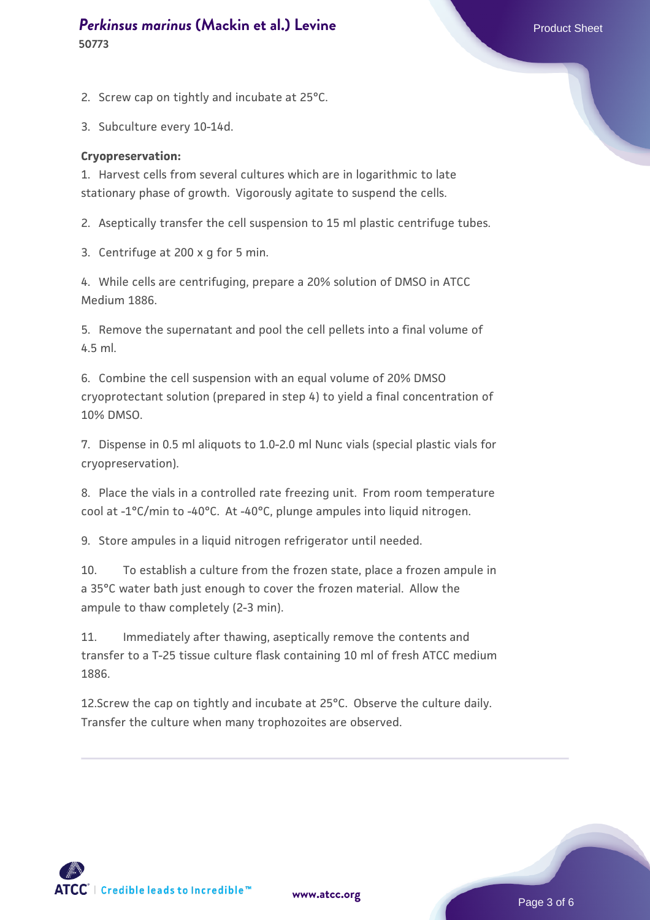2. Screw cap on tightly and incubate at 25°C.

3. Subculture every 10-14d.

**Cryopreservation:**

1. Harvest cells from several cultures which are in logarithmic to late stationary phase of growth. Vigorously agitate to suspend the cells.

2. Aseptically transfer the cell suspension to 15 ml plastic centrifuge tubes.

3. Centrifuge at 200 x g for 5 min.

4. While cells are centrifuging, prepare a 20% solution of DMSO in ATCC Medium 1886.

5. Remove the supernatant and pool the cell pellets into a final volume of 4.5 ml.

6. Combine the cell suspension with an equal volume of 20% DMSO cryoprotectant solution (prepared in step 4) to yield a final concentration of 10% DMSO.

7. Dispense in 0.5 ml aliquots to 1.0-2.0 ml Nunc vials (special plastic vials for cryopreservation).

8. Place the vials in a controlled rate freezing unit. From room temperature cool at -1°C/min to -40°C. At -40°C, plunge ampules into liquid nitrogen.

9. Store ampules in a liquid nitrogen refrigerator until needed.

10. To establish a culture from the frozen state, place a frozen ampule in a 35°C water bath just enough to cover the frozen material. Allow the ampule to thaw completely (2-3 min).

11. Immediately after thawing, aseptically remove the contents and transfer to a T-25 tissue culture flask containing 10 ml of fresh ATCC medium 1886.

12. Screw the cap on tightly and incubate at 25°C. Observe the culture daily. Transfer the culture when many trophozoites are observed.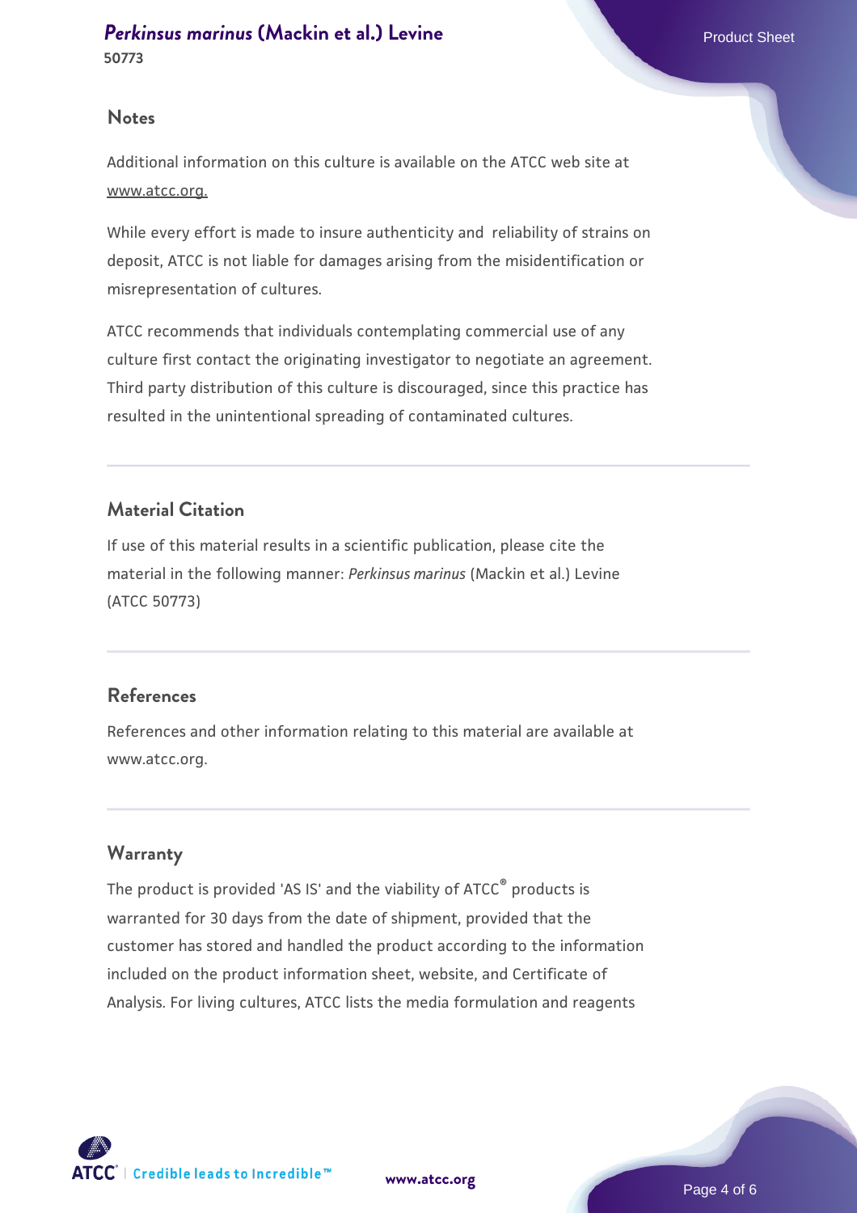## Notes

Additional information on this culture is available on the ATCC web site at www.atcc.org.

While every effort is made to insure authenticity and reliability of strains on deposit, ATCC is not liable for damages arising from the misidentification or misrepresentation of cultures.

ATCC recommends that individuals contemplating commercial use of any culture first contact the originating investigator to negotiate an agreement. Third party distribution of this culture is discouraged, since this practice has resulted in the unintentional spreading of contaminated cultures.

## Material Citation

If use of this material results in a scientific publication, please cite the material in the following manner: *Perkinsus marinus* (Mackin et al.) Levine (ATCC 50773)

## References

References and other information relating to this material are available at www.atcc.org.

## Warranty

The product is provided 'AS IS' and the viability of ATCC® products is warranted for 30 days from the date of shipment, provided that the customer has stored and handled the product according to the information included on the product information sheet, website, and Certificate of Analysis. For living cultures, ATCC lists the media formulation and reagents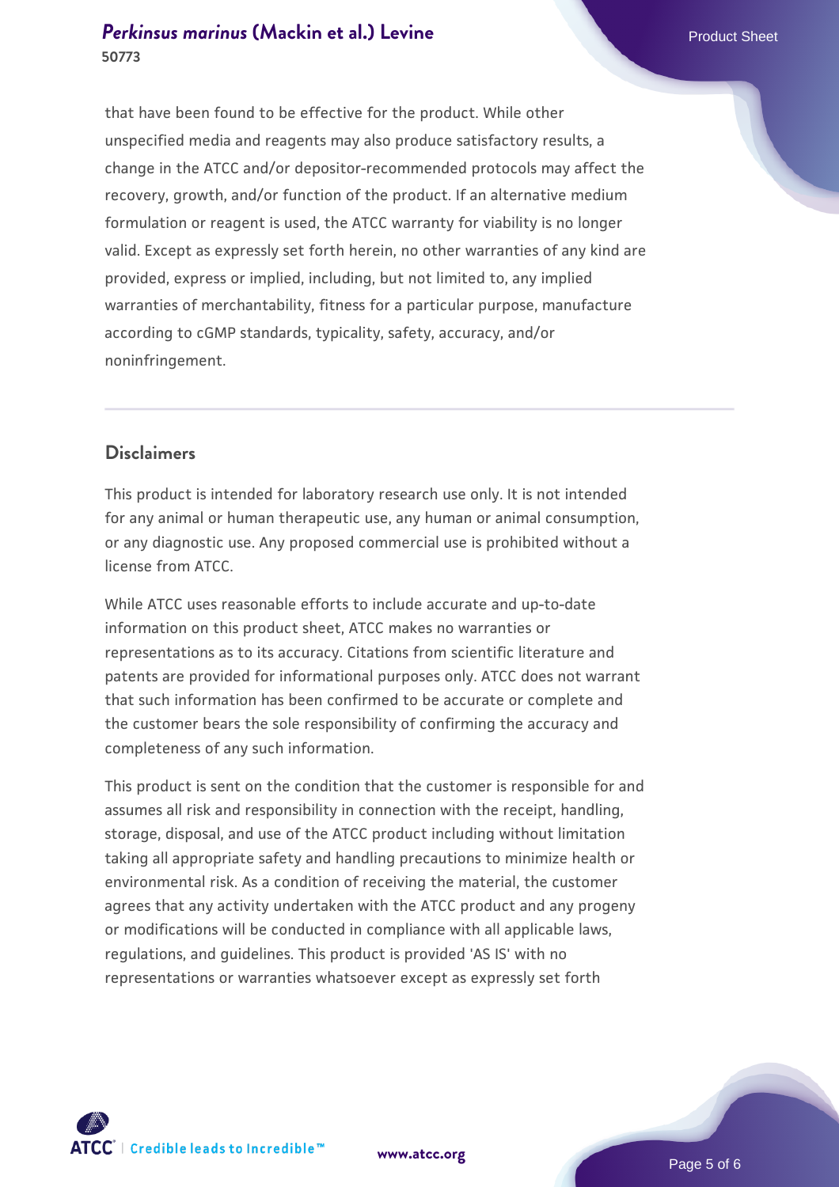that have been found to be effective for the product. While other unspecified media and reagents may also produce satisfactory results, a change in the ATCC and/or depositor-recommended protocols may affect the recovery, growth, and/or function of the product. If an alternative medium formulation or reagent is used, the ATCC warranty for viability is no longer valid. Except as expressly set forth herein, no other warranties of any kind are provided, express or implied, including, but not limited to, any implied warranties of merchantability, fitness for a particular purpose, manufacture according to cGMP standards, typicality, safety, accuracy, and/or noninfringement.

## Disclaimers

This product is intended for laboratory research use only. It is not intended for any animal or human therapeutic use, any human or animal consumption, or any diagnostic use. Any proposed commercial use is prohibited without a license from ATCC.

While ATCC uses reasonable efforts to include accurate and up-to-date information on this product sheet, ATCC makes no warranties or representations as to its accuracy. Citations from scientific literature and patents are provided for informational purposes only. ATCC does not warrant that such information has been confirmed to be accurate or complete and the customer bears the sole responsibility of confirming the accuracy and completeness of any such information.

This product is sent on the condition that the customer is responsible for and assumes all risk and responsibility in connection with the receipt, handling, storage, disposal, and use of the ATCC product including without limitation taking all appropriate safety and handling precautions to minimize health or environmental risk. As a condition of receiving the material, the customer agrees that any activity undertaken with the ATCC product and any progeny or modifications will be conducted in compliance with all applicable laws, regulations, and guidelines. This product is provided 'AS IS' with no representations or warranties whatsoever except as expressly set forth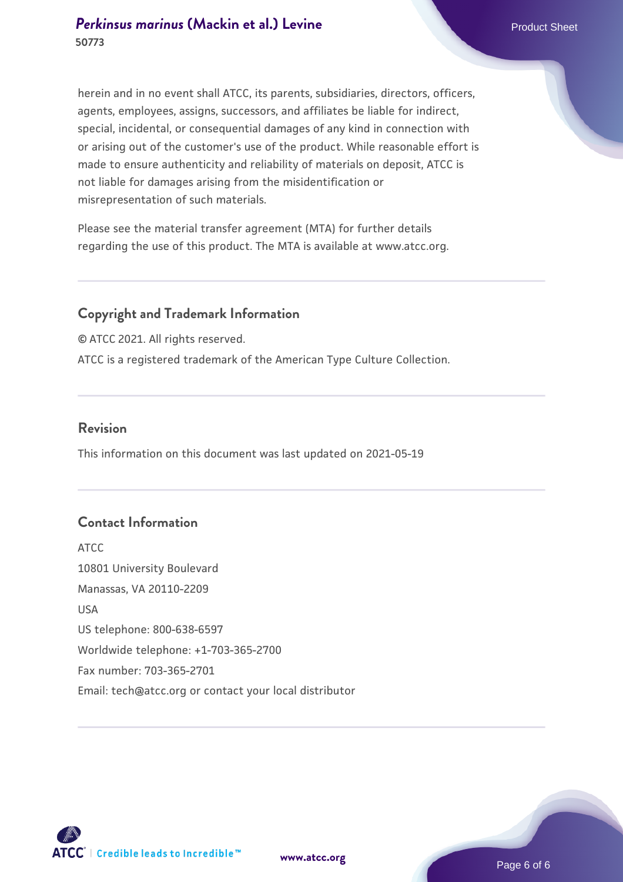herein and in no event shall ATCC, its parents, subsidiaries, directors, officers, agents, employees, assigns, successors, and affiliates be liable for indirect, special, incidental, or consequential damages of any kind in connection with or arising out of the customer's use of the product. While reasonable effort is made to ensure authenticity and reliability of materials on deposit, ATCC is not liable for damages arising from the misidentification or misrepresentation of such materials.

Please see the material transfer agreement (MTA) for further details regarding the use of this product. The MTA is available at www.atcc.org.

## Copyright and Trademark Information

© ATCC 2021. All rights reserved.

ATCC is a registered trademark of the American Type Culture Collection.

## Revision

This information on this document was last updated on 2021-05-19

## Contact Information

ATCC
10801 University Boulevard
Manassas, VA 20110-2209
USA
US telephone: 800-638-6597
Worldwide telephone: +1-703-365-2700
Fax number: 703-365-2701
Email: tech@atcc.org or contact your local distributor